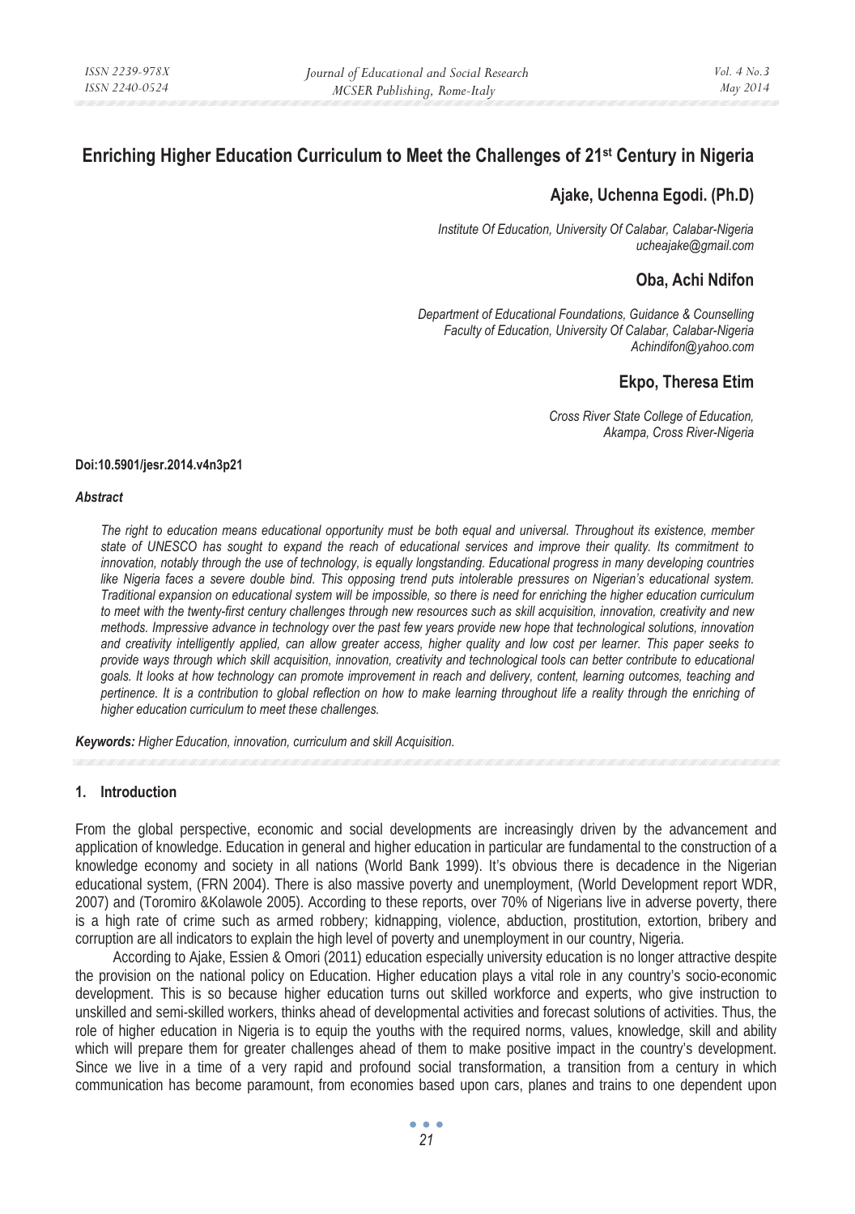# Enriching Higher Education Curriculum to Meet the Challenges of 21st Century in Nigeria

**Ajake, Uchenna Egodi. (Ph.D)**

*Institute Of Education, University Of Calabar, Calabar-Nigeria*
*ucheajake@gmail.com*

**Oba, Achi Ndifon**

*Department of Educational Foundations, Guidance & Counselling*
*Faculty of Education, University Of Calabar, Calabar-Nigeria*
*Achindifon@yahoo.com*

**Ekpo, Theresa Etim**

*Cross River State College of Education,*
*Akampa, Cross River-Nigeria*

**Doi:10.5901/jesr.2014.v4n3p21**

***Abstract***

*The right to education means educational opportunity must be both equal and universal. Throughout its existence, member state of UNESCO has sought to expand the reach of educational services and improve their quality. Its commitment to innovation, notably through the use of technology, is equally longstanding. Educational progress in many developing countries like Nigeria faces a severe double bind. This opposing trend puts intolerable pressures on Nigerian's educational system. Traditional expansion on educational system will be impossible, so there is need for enriching the higher education curriculum to meet with the twenty-first century challenges through new resources such as skill acquisition, innovation, creativity and new methods. Impressive advance in technology over the past few years provide new hope that technological solutions, innovation and creativity intelligently applied, can allow greater access, higher quality and low cost per learner. This paper seeks to provide ways through which skill acquisition, innovation, creativity and technological tools can better contribute to educational goals. It looks at how technology can promote improvement in reach and delivery, content, learning outcomes, teaching and pertinence. It is a contribution to global reflection on how to make learning throughout life a reality through the enriching of higher education curriculum to meet these challenges.*

***Keywords:*** *Higher Education, innovation, curriculum and skill Acquisition.*

## 1. Introduction

From the global perspective, economic and social developments are increasingly driven by the advancement and application of knowledge. Education in general and higher education in particular are fundamental to the construction of a knowledge economy and society in all nations (World Bank 1999). It's obvious there is decadence in the Nigerian educational system, (FRN 2004). There is also massive poverty and unemployment, (World Development report WDR, 2007) and (Toromiro &Kolawole 2005). According to these reports, over 70% of Nigerians live in adverse poverty, there is a high rate of crime such as armed robbery; kidnapping, violence, abduction, prostitution, extortion, bribery and corruption are all indicators to explain the high level of poverty and unemployment in our country, Nigeria.

According to Ajake, Essien & Omori (2011) education especially university education is no longer attractive despite the provision on the national policy on Education. Higher education plays a vital role in any country's socio-economic development. This is so because higher education turns out skilled workforce and experts, who give instruction to unskilled and semi-skilled workers, thinks ahead of developmental activities and forecast solutions of activities. Thus, the role of higher education in Nigeria is to equip the youths with the required norms, values, knowledge, skill and ability which will prepare them for greater challenges ahead of them to make positive impact in the country's development. Since we live in a time of a very rapid and profound social transformation, a transition from a century in which communication has become paramount, from economies based upon cars, planes and trains to one dependent upon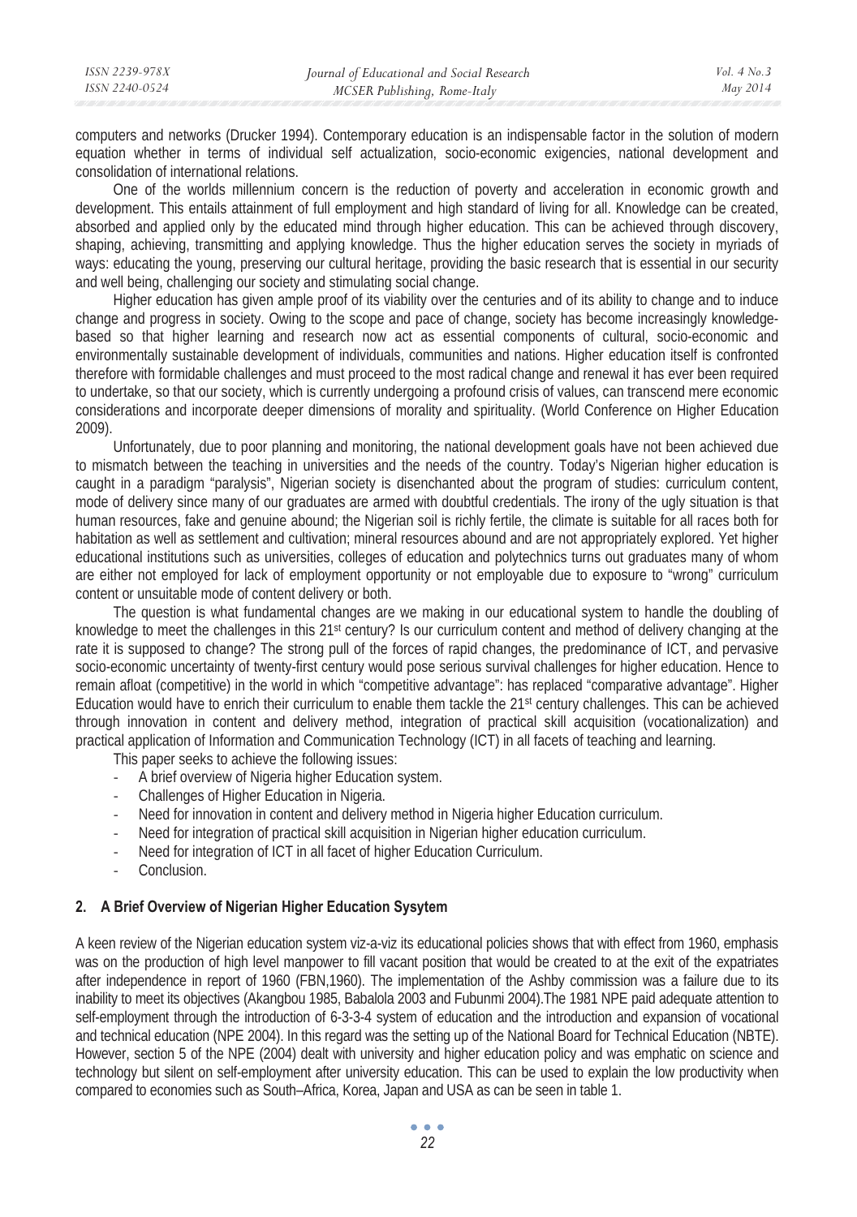computers and networks (Drucker 1994). Contemporary education is an indispensable factor in the solution of modern equation whether in terms of individual self actualization, socio-economic exigencies, national development and consolidation of international relations.

One of the worlds millennium concern is the reduction of poverty and acceleration in economic growth and development. This entails attainment of full employment and high standard of living for all. Knowledge can be created, absorbed and applied only by the educated mind through higher education. This can be achieved through discovery, shaping, achieving, transmitting and applying knowledge. Thus the higher education serves the society in myriads of ways: educating the young, preserving our cultural heritage, providing the basic research that is essential in our security and well being, challenging our society and stimulating social change.

Higher education has given ample proof of its viability over the centuries and of its ability to change and to induce change and progress in society. Owing to the scope and pace of change, society has become increasingly knowledge-based so that higher learning and research now act as essential components of cultural, socio-economic and environmentally sustainable development of individuals, communities and nations. Higher education itself is confronted therefore with formidable challenges and must proceed to the most radical change and renewal it has ever been required to undertake, so that our society, which is currently undergoing a profound crisis of values, can transcend mere economic considerations and incorporate deeper dimensions of morality and spirituality. (World Conference on Higher Education 2009).

Unfortunately, due to poor planning and monitoring, the national development goals have not been achieved due to mismatch between the teaching in universities and the needs of the country. Today's Nigerian higher education is caught in a paradigm "paralysis", Nigerian society is disenchanted about the program of studies: curriculum content, mode of delivery since many of our graduates are armed with doubtful credentials. The irony of the ugly situation is that human resources, fake and genuine abound; the Nigerian soil is richly fertile, the climate is suitable for all races both for habitation as well as settlement and cultivation; mineral resources abound and are not appropriately explored. Yet higher educational institutions such as universities, colleges of education and polytechnics turns out graduates many of whom are either not employed for lack of employment opportunity or not employable due to exposure to "wrong" curriculum content or unsuitable mode of content delivery or both.

The question is what fundamental changes are we making in our educational system to handle the doubling of knowledge to meet the challenges in this 21st century? Is our curriculum content and method of delivery changing at the rate it is supposed to change? The strong pull of the forces of rapid changes, the predominance of ICT, and pervasive socio-economic uncertainty of twenty-first century would pose serious survival challenges for higher education. Hence to remain afloat (competitive) in the world in which "competitive advantage": has replaced "comparative advantage". Higher Education would have to enrich their curriculum to enable them tackle the 21st century challenges. This can be achieved through innovation in content and delivery method, integration of practical skill acquisition (vocationalization) and practical application of Information and Communication Technology (ICT) in all facets of teaching and learning.

This paper seeks to achieve the following issues:

- A brief overview of Nigeria higher Education system.
- Challenges of Higher Education in Nigeria.
- Need for innovation in content and delivery method in Nigeria higher Education curriculum.
- Need for integration of practical skill acquisition in Nigerian higher education curriculum.
- Need for integration of ICT in all facet of higher Education Curriculum.
- Conclusion.

## 2. A Brief Overview of Nigerian Higher Education Sysytem

A keen review of the Nigerian education system viz-a-viz its educational policies shows that with effect from 1960, emphasis was on the production of high level manpower to fill vacant position that would be created to at the exit of the expatriates after independence in report of 1960 (FBN,1960). The implementation of the Ashby commission was a failure due to its inability to meet its objectives (Akangbou 1985, Babalola 2003 and Fubunmi 2004).The 1981 NPE paid adequate attention to self-employment through the introduction of 6-3-3-4 system of education and the introduction and expansion of vocational and technical education (NPE 2004). In this regard was the setting up of the National Board for Technical Education (NBTE). However, section 5 of the NPE (2004) dealt with university and higher education policy and was emphatic on science and technology but silent on self-employment after university education. This can be used to explain the low productivity when compared to economies such as South–Africa, Korea, Japan and USA as can be seen in table 1.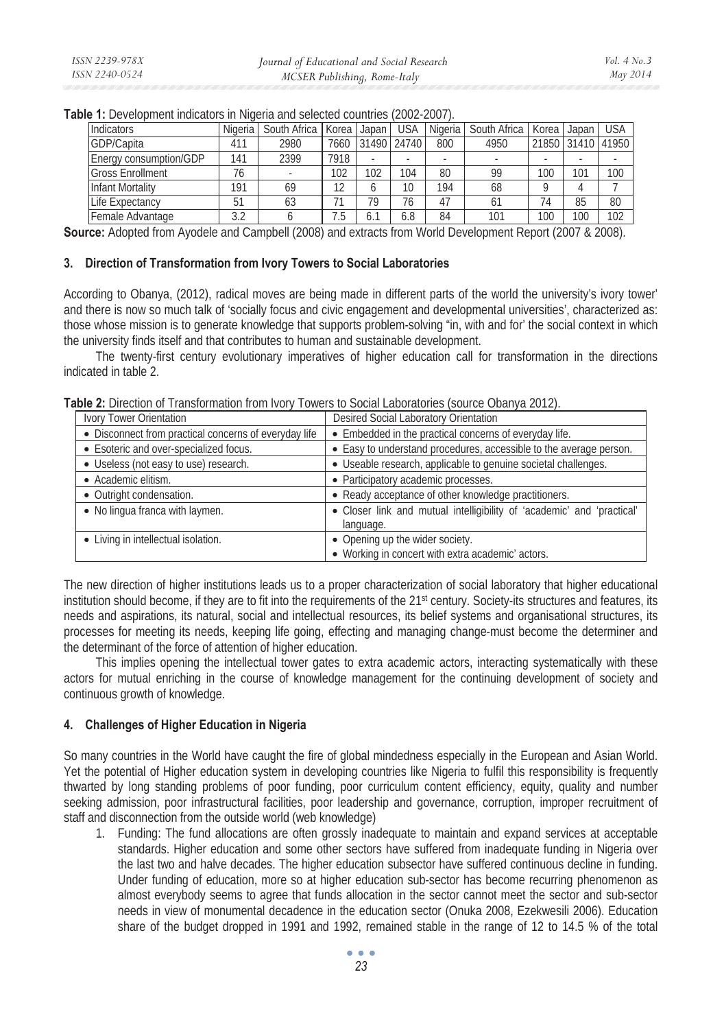**Table 1:** Development indicators in Nigeria and selected countries (2002-2007).

| Indicators | Nigeria | South Africa | Korea | Japan | USA | Nigeria | South Africa | Korea | Japan | USA |
|---|---|---|---|---|---|---|---|---|---|---|
| GDP/Capita | 411 | 2980 | 7660 | 31490 | 24740 | 800 | 4950 | 21850 | 31410 | 41950 |
| Energy consumption/GDP | 141 | 2399 | 7918 | - | - | - | - | - | - | - |
| Gross Enrollment | 76 | - | 102 | 102 | 104 | 80 | 99 | 100 | 101 | 100 |
| Infant Mortality | 191 | 69 | 12 | 6 | 10 | 194 | 68 | 9 | 4 | 7 |
| Life Expectancy | 51 | 63 | 71 | 79 | 76 | 47 | 61 | 74 | 85 | 80 |
| Female Advantage | 3.2 | 6 | 7.5 | 6.1 | 6.8 | 84 | 101 | 100 | 100 | 102 |

**Source:** Adopted from Ayodele and Campbell (2008) and extracts from World Development Report (2007 & 2008).

## 3. Direction of Transformation from Ivory Towers to Social Laboratories

According to Obanya, (2012), radical moves are being made in different parts of the world the university's ivory tower' and there is now so much talk of 'socially focus and civic engagement and developmental universities', characterized as: those whose mission is to generate knowledge that supports problem-solving "in, with and for' the social context in which the university finds itself and that contributes to human and sustainable development.

The twenty-first century evolutionary imperatives of higher education call for transformation in the directions indicated in table 2.

**Table 2:** Direction of Transformation from Ivory Towers to Social Laboratories (source Obanya 2012).

| Ivory Tower Orientation | Desired Social Laboratory Orientation |
|---|---|
| • Disconnect from practical concerns of everyday life | • Embedded in the practical concerns of everyday life. |
| • Esoteric and over-specialized focus. | • Easy to understand procedures, accessible to the average person. |
| • Useless (not easy to use) research. | • Useable research, applicable to genuine societal challenges. |
| • Academic elitism. | • Participatory academic processes. |
| • Outright condensation. | • Ready acceptance of other knowledge practitioners. |
| • No lingua franca with laymen. | • Closer link and mutual intelligibility of 'academic' and 'practical' language. |
| • Living in intellectual isolation. | • Opening up the wider society.<br>• Working in concert with extra academic' actors. |

The new direction of higher institutions leads us to a proper characterization of social laboratory that higher educational institution should become, if they are to fit into the requirements of the 21st century. Society-its structures and features, its needs and aspirations, its natural, social and intellectual resources, its belief systems and organisational structures, its processes for meeting its needs, keeping life going, effecting and managing change-must become the determiner and the determinant of the force of attention of higher education.

This implies opening the intellectual tower gates to extra academic actors, interacting systematically with these actors for mutual enriching in the course of knowledge management for the continuing development of society and continuous growth of knowledge.

## 4. Challenges of Higher Education in Nigeria

So many countries in the World have caught the fire of global mindedness especially in the European and Asian World. Yet the potential of Higher education system in developing countries like Nigeria to fulfil this responsibility is frequently thwarted by long standing problems of poor funding, poor curriculum content efficiency, equity, quality and number seeking admission, poor infrastructural facilities, poor leadership and governance, corruption, improper recruitment of staff and disconnection from the outside world (web knowledge)

1. Funding: The fund allocations are often grossly inadequate to maintain and expand services at acceptable standards. Higher education and some other sectors have suffered from inadequate funding in Nigeria over the last two and halve decades. The higher education subsector have suffered continuous decline in funding. Under funding of education, more so at higher education sub-sector has become recurring phenomenon as almost everybody seems to agree that funds allocation in the sector cannot meet the sector and sub-sector needs in view of monumental decadence in the education sector (Onuka 2008, Ezekwesili 2006). Education share of the budget dropped in 1991 and 1992, remained stable in the range of 12 to 14.5 % of the total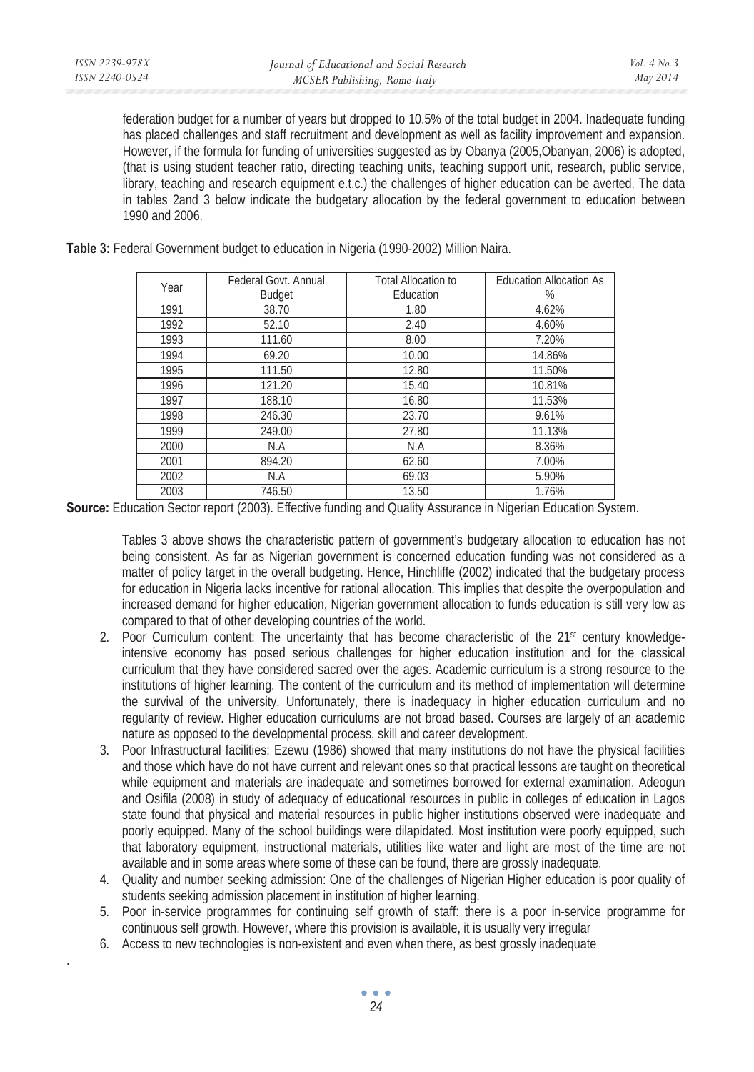federation budget for a number of years but dropped to 10.5% of the total budget in 2004. Inadequate funding has placed challenges and staff recruitment and development as well as facility improvement and expansion. However, if the formula for funding of universities suggested as by Obanya (2005,Obanyan, 2006) is adopted, (that is using student teacher ratio, directing teaching units, teaching support unit, research, public service, library, teaching and research equipment e.t.c.) the challenges of higher education can be averted. The data in tables 2and 3 below indicate the budgetary allocation by the federal government to education between 1990 and 2006.

**Table 3:** Federal Government budget to education in Nigeria (1990-2002) Million Naira.

| Year | Federal Govt. Annual Budget | Total Allocation to Education | Education Allocation As % |
|---|---|---|---|
| 1991 | 38.70 | 1.80 | 4.62% |
| 1992 | 52.10 | 2.40 | 4.60% |
| 1993 | 111.60 | 8.00 | 7.20% |
| 1994 | 69.20 | 10.00 | 14.86% |
| 1995 | 111.50 | 12.80 | 11.50% |
| 1996 | 121.20 | 15.40 | 10.81% |
| 1997 | 188.10 | 16.80 | 11.53% |
| 1998 | 246.30 | 23.70 | 9.61% |
| 1999 | 249.00 | 27.80 | 11.13% |
| 2000 | N.A | N.A | 8.36% |
| 2001 | 894.20 | 62.60 | 7.00% |
| 2002 | N.A | 69.03 | 5.90% |
| 2003 | 746.50 | 13.50 | 1.76% |

**Source:** Education Sector report (2003). Effective funding and Quality Assurance in Nigerian Education System.

Tables 3 above shows the characteristic pattern of government's budgetary allocation to education has not being consistent. As far as Nigerian government is concerned education funding was not considered as a matter of policy target in the overall budgeting. Hence, Hinchliffe (2002) indicated that the budgetary process for education in Nigeria lacks incentive for rational allocation. This implies that despite the overpopulation and increased demand for higher education, Nigerian government allocation to funds education is still very low as compared to that of other developing countries of the world.

2. Poor Curriculum content: The uncertainty that has become characteristic of the 21st century knowledge-intensive economy has posed serious challenges for higher education institution and for the classical curriculum that they have considered sacred over the ages. Academic curriculum is a strong resource to the institutions of higher learning. The content of the curriculum and its method of implementation will determine the survival of the university. Unfortunately, there is inadequacy in higher education curriculum and no regularity of review. Higher education curriculums are not broad based. Courses are largely of an academic nature as opposed to the developmental process, skill and career development.
3. Poor Infrastructural facilities: Ezewu (1986) showed that many institutions do not have the physical facilities and those which have do not have current and relevant ones so that practical lessons are taught on theoretical while equipment and materials are inadequate and sometimes borrowed for external examination. Adeogun and Osifila (2008) in study of adequacy of educational resources in public in colleges of education in Lagos state found that physical and material resources in public higher institutions observed were inadequate and poorly equipped. Many of the school buildings were dilapidated. Most institution were poorly equipped, such that laboratory equipment, instructional materials, utilities like water and light are most of the time are not available and in some areas where some of these can be found, there are grossly inadequate.
4. Quality and number seeking admission: One of the challenges of Nigerian Higher education is poor quality of students seeking admission placement in institution of higher learning.
5. Poor in-service programmes for continuing self growth of staff: there is a poor in-service programme for continuous self growth. However, where this provision is available, it is usually very irregular
6. Access to new technologies is non-existent and even when there, as best grossly inadequate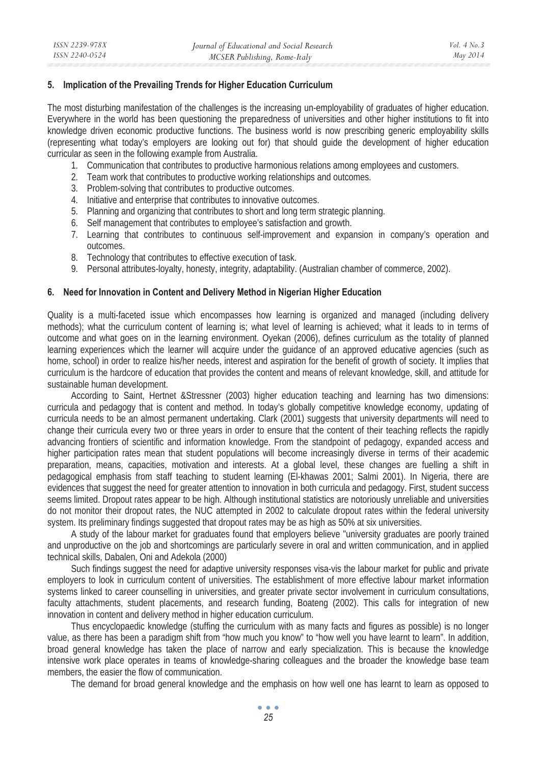## 5. Implication of the Prevailing Trends for Higher Education Curriculum

The most disturbing manifestation of the challenges is the increasing un-employability of graduates of higher education. Everywhere in the world has been questioning the preparedness of universities and other higher institutions to fit into knowledge driven economic productive functions. The business world is now prescribing generic employability skills (representing what today's employers are looking out for) that should guide the development of higher education curricular as seen in the following example from Australia.

1. Communication that contributes to productive harmonious relations among employees and customers.
2. Team work that contributes to productive working relationships and outcomes.
3. Problem-solving that contributes to productive outcomes.
4. Initiative and enterprise that contributes to innovative outcomes.
5. Planning and organizing that contributes to short and long term strategic planning.
6. Self management that contributes to employee's satisfaction and growth.
7. Learning that contributes to continuous self-improvement and expansion in company's operation and outcomes.
8. Technology that contributes to effective execution of task.
9. Personal attributes-loyalty, honesty, integrity, adaptability. (Australian chamber of commerce, 2002).

## 6. Need for Innovation in Content and Delivery Method in Nigerian Higher Education

Quality is a multi-faceted issue which encompasses how learning is organized and managed (including delivery methods); what the curriculum content of learning is; what level of learning is achieved; what it leads to in terms of outcome and what goes on in the learning environment. Oyekan (2006), defines curriculum as the totality of planned learning experiences which the learner will acquire under the guidance of an approved educative agencies (such as home, school) in order to realize his/her needs, interest and aspiration for the benefit of growth of society. It implies that curriculum is the hardcore of education that provides the content and means of relevant knowledge, skill, and attitude for sustainable human development.

According to Saint, Hertnet &Stressner (2003) higher education teaching and learning has two dimensions: curricula and pedagogy that is content and method. In today's globally competitive knowledge economy, updating of curricula needs to be an almost permanent undertaking. Clark (2001) suggests that university departments will need to change their curricula every two or three years in order to ensure that the content of their teaching reflects the rapidly advancing frontiers of scientific and information knowledge. From the standpoint of pedagogy, expanded access and higher participation rates mean that student populations will become increasingly diverse in terms of their academic preparation, means, capacities, motivation and interests. At a global level, these changes are fuelling a shift in pedagogical emphasis from staff teaching to student learning (El-khawas 2001; Salmi 2001). In Nigeria, there are evidences that suggest the need for greater attention to innovation in both curricula and pedagogy. First, student success seems limited. Dropout rates appear to be high. Although institutional statistics are notoriously unreliable and universities do not monitor their dropout rates, the NUC attempted in 2002 to calculate dropout rates within the federal university system. Its preliminary findings suggested that dropout rates may be as high as 50% at six universities.

A study of the labour market for graduates found that employers believe "university graduates are poorly trained and unproductive on the job and shortcomings are particularly severe in oral and written communication, and in applied technical skills, Dabalen, Oni and Adekola (2000)

Such findings suggest the need for adaptive university responses visa-vis the labour market for public and private employers to look in curriculum content of universities. The establishment of more effective labour market information systems linked to career counselling in universities, and greater private sector involvement in curriculum consultations, faculty attachments, student placements, and research funding, Boateng (2002). This calls for integration of new innovation in content and delivery method in higher education curriculum.

Thus encyclopaedic knowledge (stuffing the curriculum with as many facts and figures as possible) is no longer value, as there has been a paradigm shift from "how much you know" to "how well you have learnt to learn". In addition, broad general knowledge has taken the place of narrow and early specialization. This is because the knowledge intensive work place operates in teams of knowledge-sharing colleagues and the broader the knowledge base team members, the easier the flow of communication.

The demand for broad general knowledge and the emphasis on how well one has learnt to learn as opposed to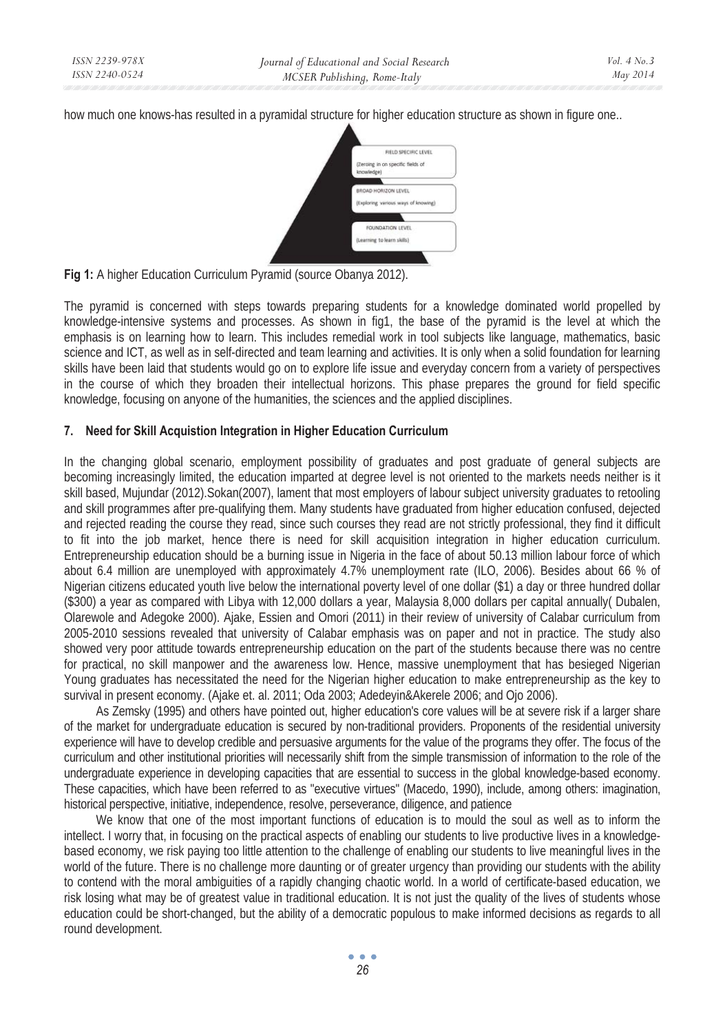how much one knows-has resulted in a pyramidal structure for higher education structure as shown in figure one..

FIELD SPECIFIC LEVEL
(Zeroing in on specific fields of knowledge)

BROAD HORIZON LEVEL
(Exploring various ways of knowing)

FOUNDATION LEVEL
(Learning to learn skills)

**Fig 1:** A higher Education Curriculum Pyramid (source Obanya 2012).

The pyramid is concerned with steps towards preparing students for a knowledge dominated world propelled by knowledge-intensive systems and processes. As shown in fig1, the base of the pyramid is the level at which the emphasis is on learning how to learn. This includes remedial work in tool subjects like language, mathematics, basic science and ICT, as well as in self-directed and team learning and activities. It is only when a solid foundation for learning skills have been laid that students would go on to explore life issue and everyday concern from a variety of perspectives in the course of which they broaden their intellectual horizons. This phase prepares the ground for field specific knowledge, focusing on anyone of the humanities, the sciences and the applied disciplines.

## 7. Need for Skill Acquistion Integration in Higher Education Curriculum

In the changing global scenario, employment possibility of graduates and post graduate of general subjects are becoming increasingly limited, the education imparted at degree level is not oriented to the markets needs neither is it skill based, Mujundar (2012).Sokan(2007), lament that most employers of labour subject university graduates to retooling and skill programmes after pre-qualifying them. Many students have graduated from higher education confused, dejected and rejected reading the course they read, since such courses they read are not strictly professional, they find it difficult to fit into the job market, hence there is need for skill acquisition integration in higher education curriculum. Entrepreneurship education should be a burning issue in Nigeria in the face of about 50.13 million labour force of which about 6.4 million are unemployed with approximately 4.7% unemployment rate (ILO, 2006). Besides about 66 % of Nigerian citizens educated youth live below the international poverty level of one dollar ($1) a day or three hundred dollar ($300) a year as compared with Libya with 12,000 dollars a year, Malaysia 8,000 dollars per capital annually( Dubalen, Olarewole and Adegoke 2000). Ajake, Essien and Omori (2011) in their review of university of Calabar curriculum from 2005-2010 sessions revealed that university of Calabar emphasis was on paper and not in practice. The study also showed very poor attitude towards entrepreneurship education on the part of the students because there was no centre for practical, no skill manpower and the awareness low. Hence, massive unemployment that has besieged Nigerian Young graduates has necessitated the need for the Nigerian higher education to make entrepreneurship as the key to survival in present economy. (Ajake et. al. 2011; Oda 2003; Adedeyin&Akerele 2006; and Ojo 2006).

As Zemsky (1995) and others have pointed out, higher education's core values will be at severe risk if a larger share of the market for undergraduate education is secured by non-traditional providers. Proponents of the residential university experience will have to develop credible and persuasive arguments for the value of the programs they offer. The focus of the curriculum and other institutional priorities will necessarily shift from the simple transmission of information to the role of the undergraduate experience in developing capacities that are essential to success in the global knowledge-based economy. These capacities, which have been referred to as "executive virtues" (Macedo, 1990), include, among others: imagination, historical perspective, initiative, independence, resolve, perseverance, diligence, and patience

We know that one of the most important functions of education is to mould the soul as well as to inform the intellect. I worry that, in focusing on the practical aspects of enabling our students to live productive lives in a knowledge-based economy, we risk paying too little attention to the challenge of enabling our students to live meaningful lives in the world of the future. There is no challenge more daunting or of greater urgency than providing our students with the ability to contend with the moral ambiguities of a rapidly changing chaotic world. In a world of certificate-based education, we risk losing what may be of greatest value in traditional education. It is not just the quality of the lives of students whose education could be short-changed, but the ability of a democratic populous to make informed decisions as regards to all round development.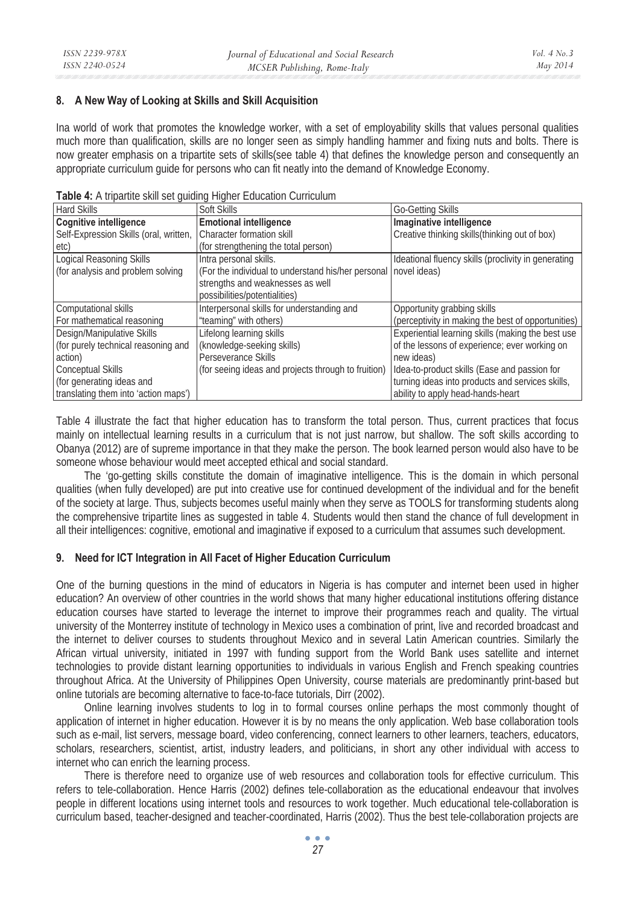## 8. A New Way of Looking at Skills and Skill Acquisition

Ina world of work that promotes the knowledge worker, with a set of employability skills that values personal qualities much more than qualification, skills are no longer seen as simply handling hammer and fixing nuts and bolts. There is now greater emphasis on a tripartite sets of skills(see table 4) that defines the knowledge person and consequently an appropriate curriculum guide for persons who can fit neatly into the demand of Knowledge Economy.

**Table 4:** A tripartite skill set guiding Higher Education Curriculum

| Hard Skills | Soft Skills | Go-Getting Skills |
|---|---|---|
| **Cognitive intelligence**<br>Self-Expression Skills (oral, written, etc) | **Emotional intelligence**<br>Character formation skill<br>(for strengthening the total person) | **Imaginative intelligence**<br>Creative thinking skills(thinking out of box) |
| Logical Reasoning Skills<br>(for analysis and problem solving | Intra personal skills.<br>(For the individual to understand his/her personal strengths and weaknesses as well possibilities/potentialities) | Ideational fluency skills (proclivity in generating novel ideas) |
| Computational skills<br>For mathematical reasoning | Interpersonal skills for understanding and "teaming" with others) | Opportunity grabbing skills<br>(perceptivity in making the best of opportunities) |
| Design/Manipulative Skills<br>(for purely technical reasoning and action)<br>Conceptual Skills<br>(for generating ideas and translating them into 'action maps') | Lifelong learning skills<br>(knowledge-seeking skills)<br>Perseverance Skills<br>(for seeing ideas and projects through to fruition) | Experiential learning skills (making the best use of the lessons of experience; ever working on new ideas)<br>Idea-to-product skills (Ease and passion for turning ideas into products and services skills, ability to apply head-hands-heart |

Table 4 illustrate the fact that higher education has to transform the total person. Thus, current practices that focus mainly on intellectual learning results in a curriculum that is not just narrow, but shallow. The soft skills according to Obanya (2012) are of supreme importance in that they make the person. The book learned person would also have to be someone whose behaviour would meet accepted ethical and social standard.

The 'go-getting skills constitute the domain of imaginative intelligence. This is the domain in which personal qualities (when fully developed) are put into creative use for continued development of the individual and for the benefit of the society at large. Thus, subjects becomes useful mainly when they serve as TOOLS for transforming students along the comprehensive tripartite lines as suggested in table 4. Students would then stand the chance of full development in all their intelligences: cognitive, emotional and imaginative if exposed to a curriculum that assumes such development.

## 9. Need for ICT Integration in All Facet of Higher Education Curriculum

One of the burning questions in the mind of educators in Nigeria is has computer and internet been used in higher education? An overview of other countries in the world shows that many higher educational institutions offering distance education courses have started to leverage the internet to improve their programmes reach and quality. The virtual university of the Monterrey institute of technology in Mexico uses a combination of print, live and recorded broadcast and the internet to deliver courses to students throughout Mexico and in several Latin American countries. Similarly the African virtual university, initiated in 1997 with funding support from the World Bank uses satellite and internet technologies to provide distant learning opportunities to individuals in various English and French speaking countries throughout Africa. At the University of Philippines Open University, course materials are predominantly print-based but online tutorials are becoming alternative to face-to-face tutorials, Dirr (2002).

Online learning involves students to log in to formal courses online perhaps the most commonly thought of application of internet in higher education. However it is by no means the only application. Web base collaboration tools such as e-mail, list servers, message board, video conferencing, connect learners to other learners, teachers, educators, scholars, researchers, scientist, artist, industry leaders, and politicians, in short any other individual with access to internet who can enrich the learning process.

There is therefore need to organize use of web resources and collaboration tools for effective curriculum. This refers to tele-collaboration. Hence Harris (2002) defines tele-collaboration as the educational endeavour that involves people in different locations using internet tools and resources to work together. Much educational tele-collaboration is curriculum based, teacher-designed and teacher-coordinated, Harris (2002). Thus the best tele-collaboration projects are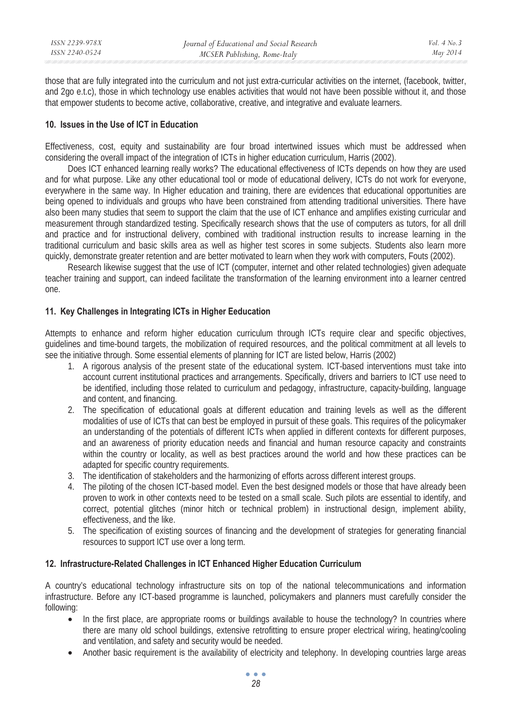those that are fully integrated into the curriculum and not just extra-curricular activities on the internet, (facebook, twitter, and 2go e.t.c), those in which technology use enables activities that would not have been possible without it, and those that empower students to become active, collaborative, creative, and integrative and evaluate learners.

## 10. Issues in the Use of ICT in Education

Effectiveness, cost, equity and sustainability are four broad intertwined issues which must be addressed when considering the overall impact of the integration of ICTs in higher education curriculum, Harris (2002).

Does ICT enhanced learning really works? The educational effectiveness of ICTs depends on how they are used and for what purpose. Like any other educational tool or mode of educational delivery, ICTs do not work for everyone, everywhere in the same way. In Higher education and training, there are evidences that educational opportunities are being opened to individuals and groups who have been constrained from attending traditional universities. There have also been many studies that seem to support the claim that the use of ICT enhance and amplifies existing curricular and measurement through standardized testing. Specifically research shows that the use of computers as tutors, for all drill and practice and for instructional delivery, combined with traditional instruction results to increase learning in the traditional curriculum and basic skills area as well as higher test scores in some subjects. Students also learn more quickly, demonstrate greater retention and are better motivated to learn when they work with computers, Fouts (2002).

Research likewise suggest that the use of ICT (computer, internet and other related technologies) given adequate teacher training and support, can indeed facilitate the transformation of the learning environment into a learner centred one.

## 11. Key Challenges in Integrating ICTs in Higher Eeducation

Attempts to enhance and reform higher education curriculum through ICTs require clear and specific objectives, guidelines and time-bound targets, the mobilization of required resources, and the political commitment at all levels to see the initiative through. Some essential elements of planning for ICT are listed below, Harris (2002)

1. A rigorous analysis of the present state of the educational system. ICT-based interventions must take into account current institutional practices and arrangements. Specifically, drivers and barriers to ICT use need to be identified, including those related to curriculum and pedagogy, infrastructure, capacity-building, language and content, and financing.
2. The specification of educational goals at different education and training levels as well as the different modalities of use of ICTs that can best be employed in pursuit of these goals. This requires of the policymaker an understanding of the potentials of different ICTs when applied in different contexts for different purposes, and an awareness of priority education needs and financial and human resource capacity and constraints within the country or locality, as well as best practices around the world and how these practices can be adapted for specific country requirements.
3. The identification of stakeholders and the harmonizing of efforts across different interest groups.
4. The piloting of the chosen ICT-based model. Even the best designed models or those that have already been proven to work in other contexts need to be tested on a small scale. Such pilots are essential to identify, and correct, potential glitches (minor hitch or technical problem) in instructional design, implement ability, effectiveness, and the like.
5. The specification of existing sources of financing and the development of strategies for generating financial resources to support ICT use over a long term.

## 12. Infrastructure-Related Challenges in ICT Enhanced Higher Education Curriculum

A country's educational technology infrastructure sits on top of the national telecommunications and information infrastructure. Before any ICT-based programme is launched, policymakers and planners must carefully consider the following:

- In the first place, are appropriate rooms or buildings available to house the technology? In countries where there are many old school buildings, extensive retrofitting to ensure proper electrical wiring, heating/cooling and ventilation, and safety and security would be needed.
- Another basic requirement is the availability of electricity and telephony. In developing countries large areas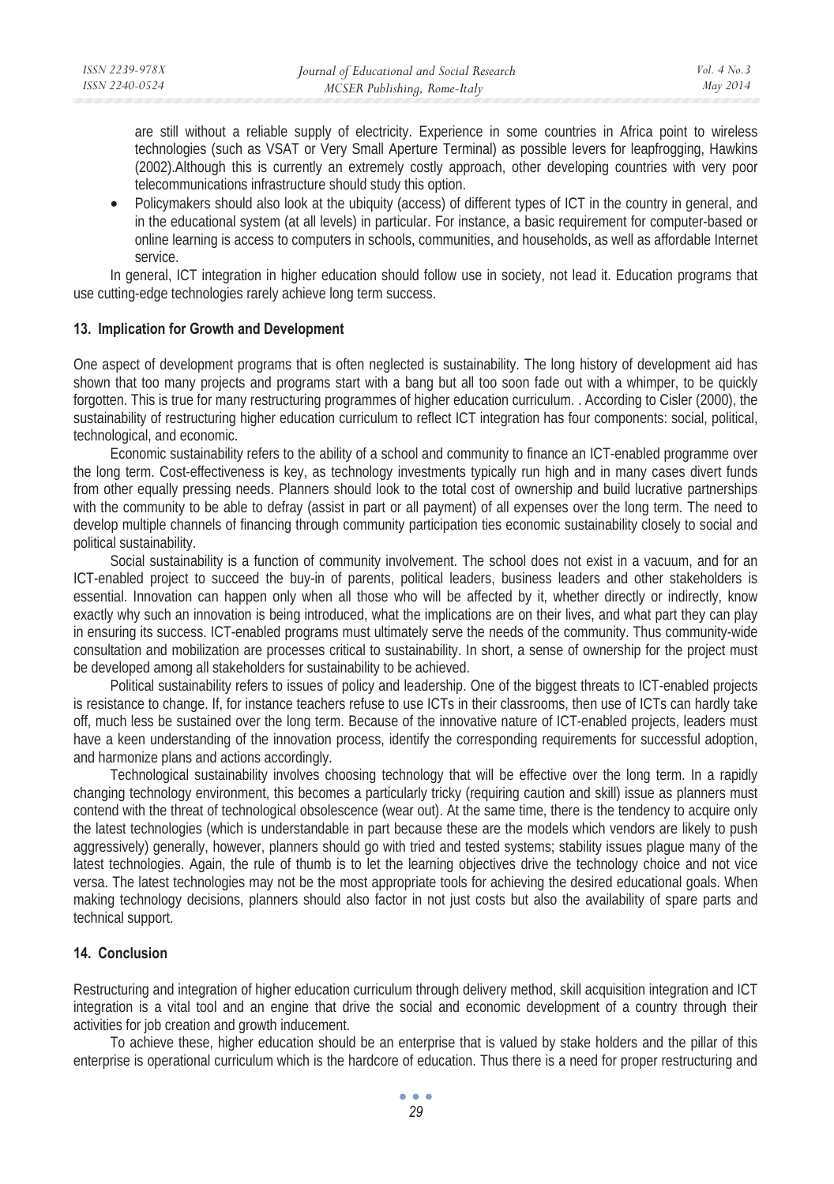are still without a reliable supply of electricity. Experience in some countries in Africa point to wireless technologies (such as VSAT or Very Small Aperture Terminal) as possible levers for leapfrogging, Hawkins (2002).Although this is currently an extremely costly approach, other developing countries with very poor telecommunications infrastructure should study this option.

- Policymakers should also look at the ubiquity (access) of different types of ICT in the country in general, and in the educational system (at all levels) in particular. For instance, a basic requirement for computer-based or online learning is access to computers in schools, communities, and households, as well as affordable Internet service.

In general, ICT integration in higher education should follow use in society, not lead it. Education programs that use cutting-edge technologies rarely achieve long term success.

## 13. Implication for Growth and Development

One aspect of development programs that is often neglected is sustainability. The long history of development aid has shown that too many projects and programs start with a bang but all too soon fade out with a whimper, to be quickly forgotten. This is true for many restructuring programmes of higher education curriculum. . According to Cisler (2000), the sustainability of restructuring higher education curriculum to reflect ICT integration has four components: social, political, technological, and economic.

Economic sustainability refers to the ability of a school and community to finance an ICT-enabled programme over the long term. Cost-effectiveness is key, as technology investments typically run high and in many cases divert funds from other equally pressing needs. Planners should look to the total cost of ownership and build lucrative partnerships with the community to be able to defray (assist in part or all payment) of all expenses over the long term. The need to develop multiple channels of financing through community participation ties economic sustainability closely to social and political sustainability.

Social sustainability is a function of community involvement. The school does not exist in a vacuum, and for an ICT-enabled project to succeed the buy-in of parents, political leaders, business leaders and other stakeholders is essential. Innovation can happen only when all those who will be affected by it, whether directly or indirectly, know exactly why such an innovation is being introduced, what the implications are on their lives, and what part they can play in ensuring its success. ICT-enabled programs must ultimately serve the needs of the community. Thus community-wide consultation and mobilization are processes critical to sustainability. In short, a sense of ownership for the project must be developed among all stakeholders for sustainability to be achieved.

Political sustainability refers to issues of policy and leadership. One of the biggest threats to ICT-enabled projects is resistance to change. If, for instance teachers refuse to use ICTs in their classrooms, then use of ICTs can hardly take off, much less be sustained over the long term. Because of the innovative nature of ICT-enabled projects, leaders must have a keen understanding of the innovation process, identify the corresponding requirements for successful adoption, and harmonize plans and actions accordingly.

Technological sustainability involves choosing technology that will be effective over the long term. In a rapidly changing technology environment, this becomes a particularly tricky (requiring caution and skill) issue as planners must contend with the threat of technological obsolescence (wear out). At the same time, there is the tendency to acquire only the latest technologies (which is understandable in part because these are the models which vendors are likely to push aggressively) generally, however, planners should go with tried and tested systems; stability issues plague many of the latest technologies. Again, the rule of thumb is to let the learning objectives drive the technology choice and not vice versa. The latest technologies may not be the most appropriate tools for achieving the desired educational goals. When making technology decisions, planners should also factor in not just costs but also the availability of spare parts and technical support.

## 14. Conclusion

Restructuring and integration of higher education curriculum through delivery method, skill acquisition integration and ICT integration is a vital tool and an engine that drive the social and economic development of a country through their activities for job creation and growth inducement.

To achieve these, higher education should be an enterprise that is valued by stake holders and the pillar of this enterprise is operational curriculum which is the hardcore of education. Thus there is a need for proper restructuring and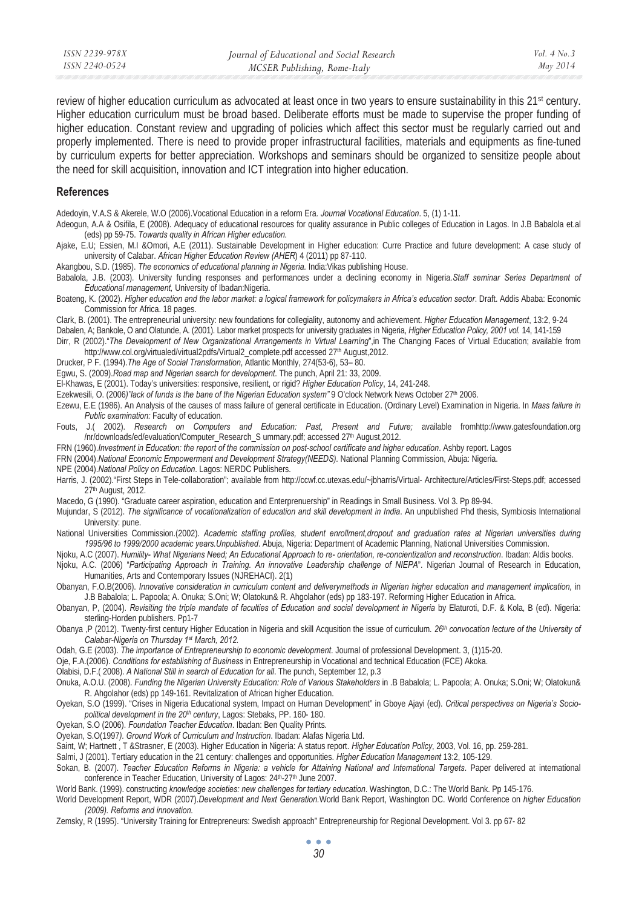review of higher education curriculum as advocated at least once in two years to ensure sustainability in this 21st century. Higher education curriculum must be broad based. Deliberate efforts must be made to supervise the proper funding of higher education. Constant review and upgrading of policies which affect this sector must be regularly carried out and properly implemented. There is need to provide proper infrastructural facilities, materials and equipments as fine-tuned by curriculum experts for better appreciation. Workshops and seminars should be organized to sensitize people about the need for skill acquisition, innovation and ICT integration into higher education.

## References

Adedoyin, V.A.S & Akerele, W.O (2006).Vocational Education in a reform Era. *Journal Vocational Education*. 5, (1) 1-11.

Adeogun, A.A & Osifila, E (2008). Adequacy of educational resources for quality assurance in Public colleges of Education in Lagos. In J.B Babalola et.al (eds) pp 59-75. *Towards quality in African Higher education.*

Ajake, E.U; Essien, M.I &Omori, A.E (2011). Sustainable Development in Higher education: Curre Practice and future development: A case study of university of Calabar. *African Higher Education Review (AHER*) 4 (2011) pp 87-110.

Akangbou, S.D. (1985). *The economics of educational planning in Nigeria.* India:Vikas publishing House.

Babalola, J.B. (2003). University funding responses and performances under a declining economy in Nigeria.*Staff seminar Series Department of Educational management,* University of Ibadan:Nigeria.

Boateng, K. (2002). *Higher education and the labor market: a logical framework for policymakers in Africa's education sector*. Draft. Addis Ababa: Economic Commission for Africa. 18 pages.

Clark, B. (2001). The entrepreneurial university: new foundations for collegiality, autonomy and achievement. *Higher Education Management*, 13:2, 9-24

Dabalen, A; Bankole, O and Olatunde, A. (2001). Labor market prospects for university graduates in Nigeria, *Higher Education Policy, 2001 vol.* 14, 141-159

Dirr, R (2002)."*The Development of New Organizational Arrangements in Virtual Learning*",in The Changing Faces of Virtual Education; available from http://www.col.org/virtualed/virtual2pdfs/Virtual2_complete.pdf accessed 27th August,2012.

Drucker, P F. (1994).*The Age of Social Transformation*, Atlantic Monthly, 274(53-6), 53– 80.

Egwu, S. (2009).*Road map and Nigerian search for development*. The punch, April 21: 33, 2009.

El-Khawas, E (2001). Today's universities: responsive, resilient, or rigid? *Higher Education Policy*, 14, 241-248.

Ezekwesili, O. (2006*)"lack of funds is the bane of the Nigerian Education system"* 9 O'clock Network News October 27th 2006.

Ezewu, E.E (1986). An Analysis of the causes of mass failure of general certificate in Education. (Ordinary Level) Examination in Nigeria. In *Mass failure in Public examination:* Faculty of education.

Fouts, J.( 2002). *Research on Computers and Education: Past, Present and Future;* available fromhttp://www.gatesfoundation.org /nr/downloads/ed/evaluation/Computer_Research_S ummary.pdf; accessed 27th August,2012.

FRN (1960).*Investment in Education: the report of the commission on post-school certificate and higher education*. Ashby report. Lagos

FRN (2004).*National Economic Empowerment and Development Strategy(NEEDS)*. National Planning Commission, Abuja: Nigeria.

NPE (2004).*National Policy on Education*. Lagos: NERDC Publishers.

Harris, J. (2002)."First Steps in Tele-collaboration"; available from http://ccwf.cc.utexas.edu/~jbharris/Virtual- Architecture/Articles/First-Steps.pdf; accessed 27th August, 2012.

Macedo, G (1990). "Graduate career aspiration, education and Enterprenuership" in Readings in Small Business. Vol 3. Pp 89-94.

Mujundar, S (2012). *The significance of vocationalization of education and skill development in India*. An unpublished Phd thesis, Symbiosis International University: pune.

National Universities Commission.(2002). *Academic staffing profiles, student enrollment,dropout and graduation rates at Nigerian universities during 1995/96 to 1999/2000 academic years.Unpublished*. Abuja, Nigeria: Department of Academic Planning, National Universities Commission.

Njoku, A.C (2007). *Humility- What Nigerians Need; An Educational Approach to re- orientation, re-concientization and reconstruction*. Ibadan: Aldis books.

Njoku, A.C. (2006) "*Participating Approach in Training. An innovative Leadership challenge of NIEPA*". Nigerian Journal of Research in Education, Humanities, Arts and Contemporary Issues (NJREHACI). 2(1)

Obanyan, F.O.B(2006). *Innovative consideration in curriculum content and deliverymethods in Nigerian higher education and management implication,* in J.B Babalola; L. Papoola; A. Onuka; S.Oni; W; Olatokun& R. Ahgolahor (eds) pp 183-197. Reforming Higher Education in Africa.

Obanyan, P, (2004). *Revisiting the triple mandate of faculties of Education and social development in Nigeria* by Elaturoti, D.F. & Kola, B (ed). Nigeria: sterling-Horden publishers. Pp1-7

Obanya ,P (2012). Twenty-first century Higher Education in Nigeria and skill Acqusition the issue of curriculum. *26th convocation lecture of the University of Calabar-Nigeria on Thursday 1st March, 2012.*

Odah, G.E (2003). *The importance of Entrepreneurship to economic development*. Journal of professional Development. 3, (1)15-20.

Oje, F.A.(2006). *Conditions for establishing of Business* in Entrepreneurship in Vocational and technical Education (FCE) Akoka.

Olabisi, D.F.( 2008). *A National Still in search of Education for all*. The punch, September 12, p.3

Onuka, A.O.U. (2008). *Funding the Nigerian University Education: Role of Various Stakeholders* in .B Babalola; L. Papoola; A. Onuka; S.Oni; W; Olatokun& R. Ahgolahor (eds) pp 149-161. Revitalization of African higher Education.

Oyekan, S.O (1999). "Crises in Nigeria Educational system, Impact on Human Development" in Gboye Ajayi (ed). *Critical perspectives on Nigeria's Socio-political development in the 20th century*, Lagos: Stebaks, PP. 160- 180.

Oyekan, S.O (2006). *Foundation Teacher Education*. Ibadan: Ben Quality Prints.

Oyekan, S.O(1997*). Ground Work of Curriculum and Instruction*. Ibadan: Alafas Nigeria Ltd.

Saint, W; Hartnett , T &Strasner, E (2003). Higher Education in Nigeria: A status report. *Higher Education Policy*, 2003, Vol. 16, pp. 259-281.

Salmi, J (2001). Tertiary education in the 21 century: challenges and opportunities. *Higher Education Management* 13:2, 105-129.

Sokan, B. (2007). *Teacher Education Reforms in Nigeria: a vehicle for Attaining National and International Targets*. Paper delivered at international conference in Teacher Education, University of Lagos: 24th-27th June 2007.

World Bank. (1999). constructing *knowledge societies: new challenges for tertiary education*. Washington, D.C.: The World Bank. Pp 145-176.

World Development Report, WDR (2007).*Development and Next Generation.*World Bank Report, Washington DC. World Conference on *higher Education (2009). Reforms and innovation.*

Zemsky, R (1995). "University Training for Entrepreneurs: Swedish approach" Entrepreneurship for Regional Development. Vol 3. pp 67- 82